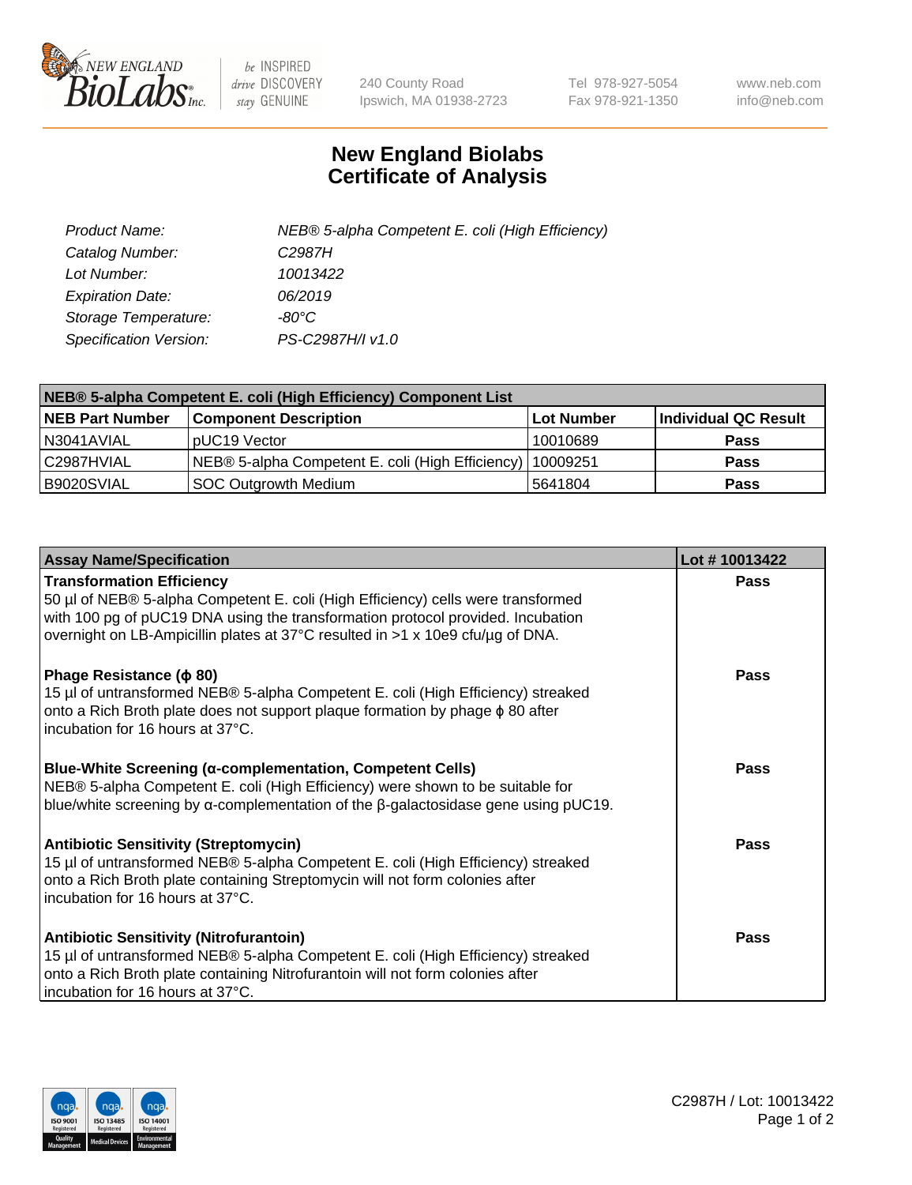New England BioLabs Inc. — be INSPIRED drive DISCOVERY stay GENUINE

240 County Road
Ipswich, MA 01938-2723

Tel 978-927-5054
Fax 978-921-1350

www.neb.com
info@neb.com

# New England Biolabs
# Certificate of Analysis

| | |
|---|---|
| *Product Name:* | *NEB® 5-alpha Competent E. coli (High Efficiency)* |
| *Catalog Number:* | *C2987H* |
| *Lot Number:* | *10013422* |
| *Expiration Date:* | *06/2019* |
| *Storage Temperature:* | *-80°C* |
| *Specification Version:* | *PS-C2987H/I v1.0* |

| **NEB® 5-alpha Competent E. coli (High Efficiency) Component List** | | | |
|---|---|---|---|
| **NEB Part Number** | **Component Description** | **Lot Number** | **Individual QC Result** |
| N3041AVIAL | pUC19 Vector | 10010689 | **Pass** |
| C2987HVIAL | NEB® 5-alpha Competent E. coli (High Efficiency) | 10009251 | **Pass** |
| B9020SVIAL | SOC Outgrowth Medium | 5641804 | **Pass** |

| **Assay Name/Specification** | **Lot # 10013422** |
|---|---|
| **Transformation Efficiency**<br>50 µl of NEB® 5-alpha Competent E. coli (High Efficiency) cells were transformed with 100 pg of pUC19 DNA using the transformation protocol provided. Incubation overnight on LB-Ampicillin plates at 37°C resulted in >1 x 10e9 cfu/µg of DNA. | **Pass** |
| **Phage Resistance (ϕ 80)**<br>15 µl of untransformed NEB® 5-alpha Competent E. coli (High Efficiency) streaked onto a Rich Broth plate does not support plaque formation by phage ϕ 80 after incubation for 16 hours at 37°C. | **Pass** |
| **Blue-White Screening (α-complementation, Competent Cells)**<br>NEB® 5-alpha Competent E. coli (High Efficiency) were shown to be suitable for blue/white screening by α-complementation of the β-galactosidase gene using pUC19. | **Pass** |
| **Antibiotic Sensitivity (Streptomycin)**<br>15 µl of untransformed NEB® 5-alpha Competent E. coli (High Efficiency) streaked onto a Rich Broth plate containing Streptomycin will not form colonies after incubation for 16 hours at 37°C. | **Pass** |
| **Antibiotic Sensitivity (Nitrofurantoin)**<br>15 µl of untransformed NEB® 5-alpha Competent E. coli (High Efficiency) streaked onto a Rich Broth plate containing Nitrofurantoin will not form colonies after incubation for 16 hours at 37°C. | **Pass** |

C2987H / Lot: 10013422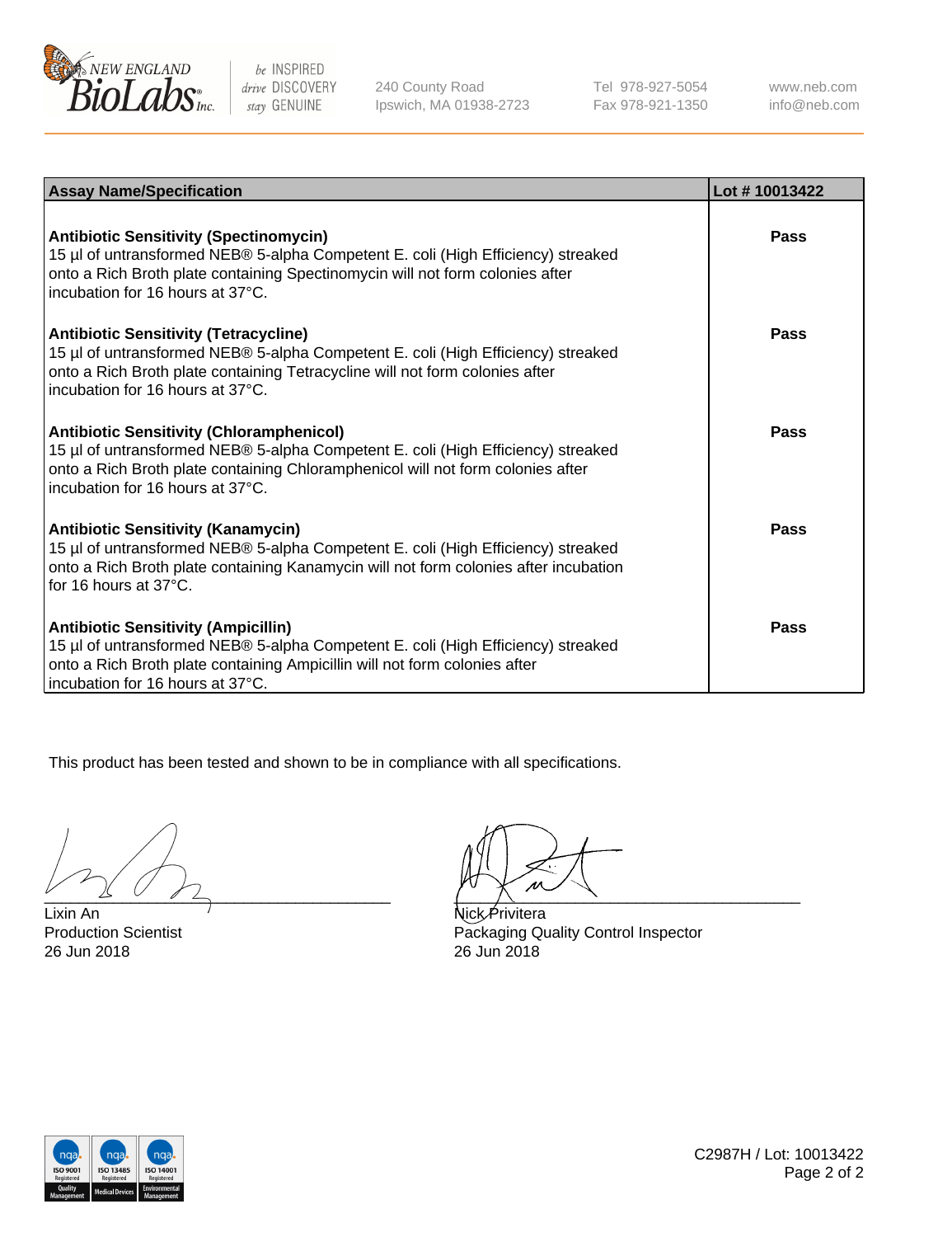| Assay Name/Specification | Lot # 10013422 |
| --- | --- |
| **Antibiotic Sensitivity (Spectinomycin)**<br>15 µl of untransformed NEB® 5-alpha Competent E. coli (High Efficiency) streaked onto a Rich Broth plate containing Spectinomycin will not form colonies after incubation for 16 hours at 37°C. | **Pass** |
| **Antibiotic Sensitivity (Tetracycline)**<br>15 µl of untransformed NEB® 5-alpha Competent E. coli (High Efficiency) streaked onto a Rich Broth plate containing Tetracycline will not form colonies after incubation for 16 hours at 37°C. | **Pass** |
| **Antibiotic Sensitivity (Chloramphenicol)**<br>15 µl of untransformed NEB® 5-alpha Competent E. coli (High Efficiency) streaked onto a Rich Broth plate containing Chloramphenicol will not form colonies after incubation for 16 hours at 37°C. | **Pass** |
| **Antibiotic Sensitivity (Kanamycin)**<br>15 µl of untransformed NEB® 5-alpha Competent E. coli (High Efficiency) streaked onto a Rich Broth plate containing Kanamycin will not form colonies after incubation for 16 hours at 37°C. | **Pass** |
| **Antibiotic Sensitivity (Ampicillin)**<br>15 µl of untransformed NEB® 5-alpha Competent E. coli (High Efficiency) streaked onto a Rich Broth plate containing Ampicillin will not form colonies after incubation for 16 hours at 37°C. | **Pass** |

This product has been tested and shown to be in compliance with all specifications.

Lixin An
Production Scientist
26 Jun 2018

Nick Privitera
Packaging Quality Control Inspector
26 Jun 2018

C2987H / Lot: 10013422